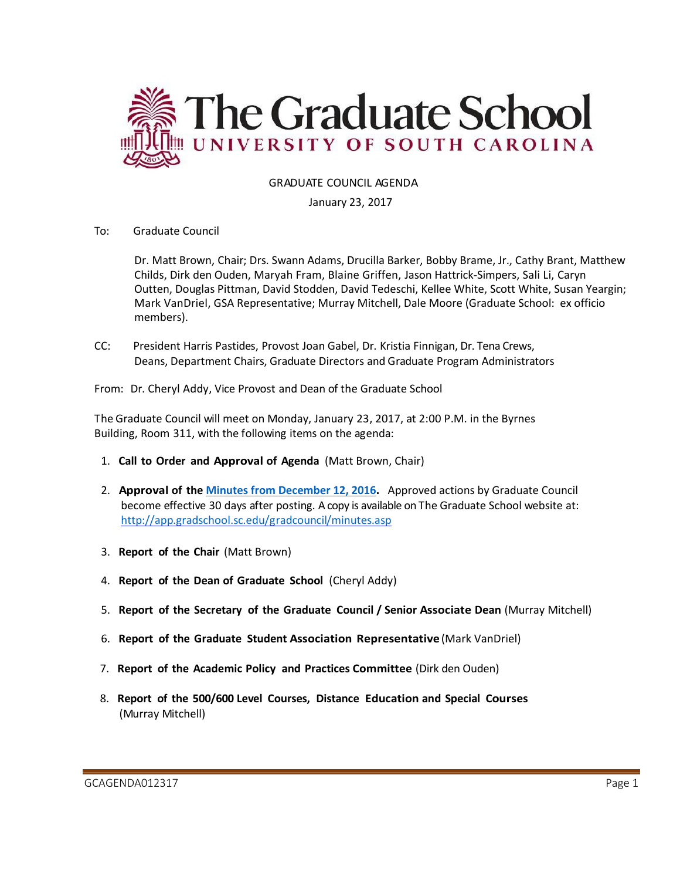# The Graduate School
## UNIVERSITY OF SOUTH CAROLINA

GRADUATE COUNCIL AGENDA

January 23, 2017

To: Graduate Council

Dr. Matt Brown, Chair; Drs. Swann Adams, Drucilla Barker, Bobby Brame, Jr., Cathy Brant, Matthew Childs, Dirk den Ouden, Maryah Fram, Blaine Griffen, Jason Hattrick-Simpers, Sali Li, Caryn Outten, Douglas Pittman, David Stodden, David Tedeschi, Kellee White, Scott White, Susan Yeargin; Mark VanDriel, GSA Representative; Murray Mitchell, Dale Moore (Graduate School: ex officio members).

CC: President Harris Pastides, Provost Joan Gabel, Dr. Kristia Finnigan, Dr. Tena Crews, Deans, Department Chairs, Graduate Directors and Graduate Program Administrators

From: Dr. Cheryl Addy, Vice Provost and Dean of the Graduate School

The Graduate Council will meet on Monday, January 23, 2017, at 2:00 P.M. in the Byrnes Building, Room 311, with the following items on the agenda:

1. **Call to Order and Approval of Agenda** (Matt Brown, Chair)
2. **Approval of the [Minutes from December 12, 2016](http://app.gradschool.sc.edu/gradcouncil/minutes.asp).** Approved actions by Graduate Council become effective 30 days after posting. A copy is available on The Graduate School website at: http://app.gradschool.sc.edu/gradcouncil/minutes.asp
3. **Report of the Chair** (Matt Brown)
4. **Report of the Dean of Graduate School** (Cheryl Addy)
5. **Report of the Secretary of the Graduate Council / Senior Associate Dean** (Murray Mitchell)
6. **Report of the Graduate Student Association Representative** (Mark VanDriel)
7. **Report of the Academic Policy and Practices Committee** (Dirk den Ouden)
8. **Report of the 500/600 Level Courses, Distance Education and Special Courses** (Murray Mitchell)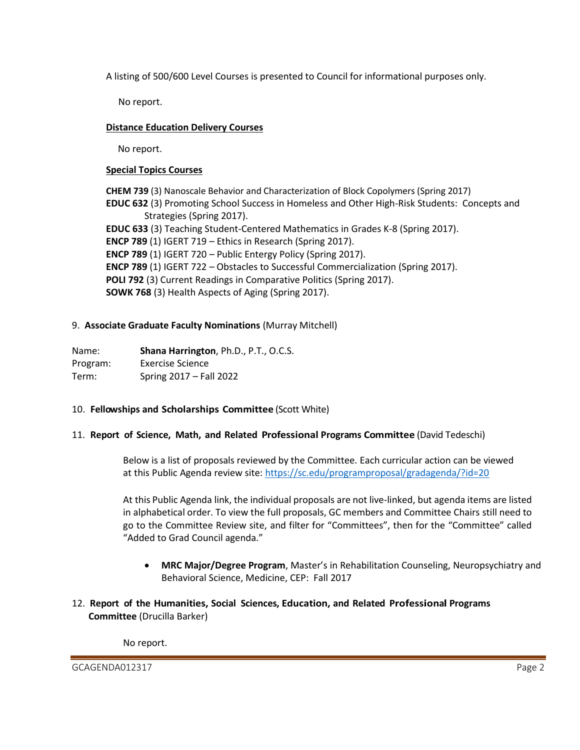A listing of 500/600 Level Courses is presented to Council for informational purposes only.

No report.

**Distance Education Delivery Courses**

No report.

**Special Topics Courses**

**CHEM 739** (3) Nanoscale Behavior and Characterization of Block Copolymers (Spring 2017)
**EDUC 632** (3) Promoting School Success in Homeless and Other High-Risk Students: Concepts and Strategies (Spring 2017).
**EDUC 633** (3) Teaching Student-Centered Mathematics in Grades K-8 (Spring 2017).
**ENCP 789** (1) IGERT 719 – Ethics in Research (Spring 2017).
**ENCP 789** (1) IGERT 720 – Public Entergy Policy (Spring 2017).
**ENCP 789** (1) IGERT 722 – Obstacles to Successful Commercialization (Spring 2017).
**POLI 792** (3) Current Readings in Comparative Politics (Spring 2017).
**SOWK 768** (3) Health Aspects of Aging (Spring 2017).

9. **Associate Graduate Faculty Nominations** (Murray Mitchell)

Name: **Shana Harrington**, Ph.D., P.T., O.C.S.
Program: Exercise Science
Term: Spring 2017 – Fall 2022

10. **Fellowships and Scholarships Committee** (Scott White)

11. **Report of Science, Math, and Related Professional Programs Committee** (David Tedeschi)

Below is a list of proposals reviewed by the Committee. Each curricular action can be viewed at this Public Agenda review site: https://sc.edu/programproposal/gradagenda/?id=20

At this Public Agenda link, the individual proposals are not live-linked, but agenda items are listed in alphabetical order. To view the full proposals, GC members and Committee Chairs still need to go to the Committee Review site, and filter for "Committees", then for the "Committee" called "Added to Grad Council agenda."

- **MRC Major/Degree Program**, Master's in Rehabilitation Counseling, Neuropsychiatry and Behavioral Science, Medicine, CEP: Fall 2017

12. **Report of the Humanities, Social Sciences, Education, and Related Professional Programs Committee** (Drucilla Barker)

No report.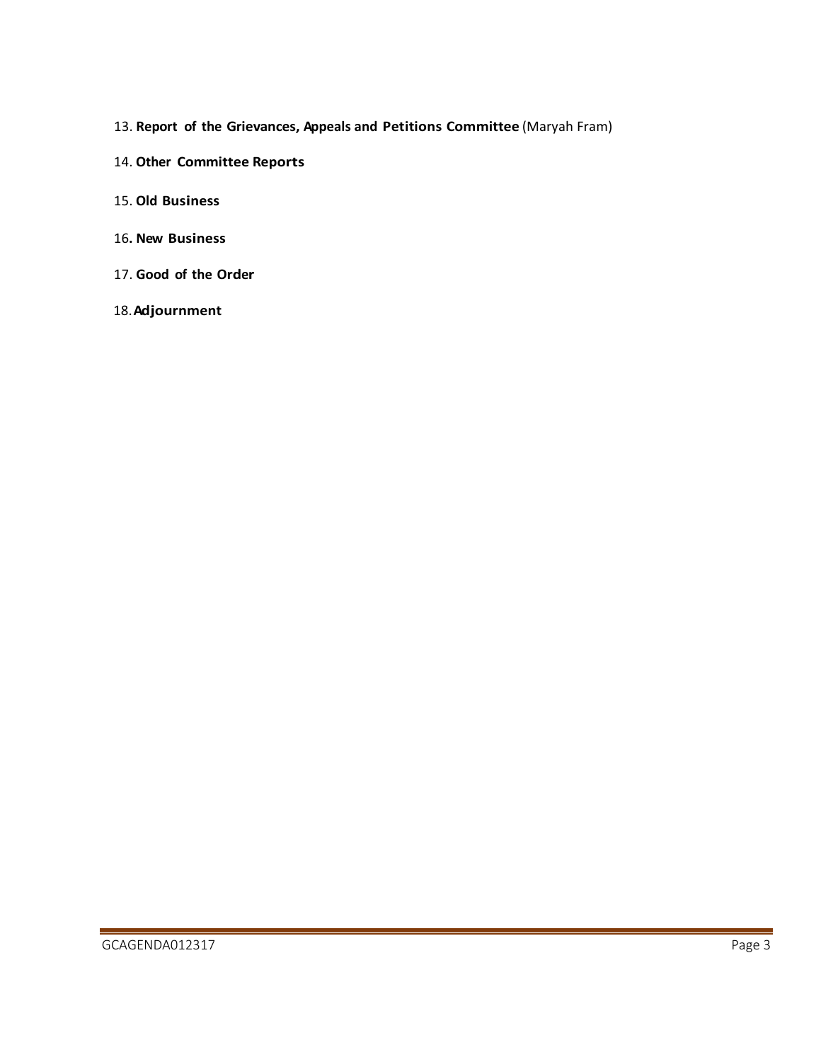13. **Report of the Grievances, Appeals and Petitions Committee** (Maryah Fram)

14. **Other Committee Reports**

15. **Old Business**

16. **New Business**

17. **Good of the Order**

18. **Adjournment**